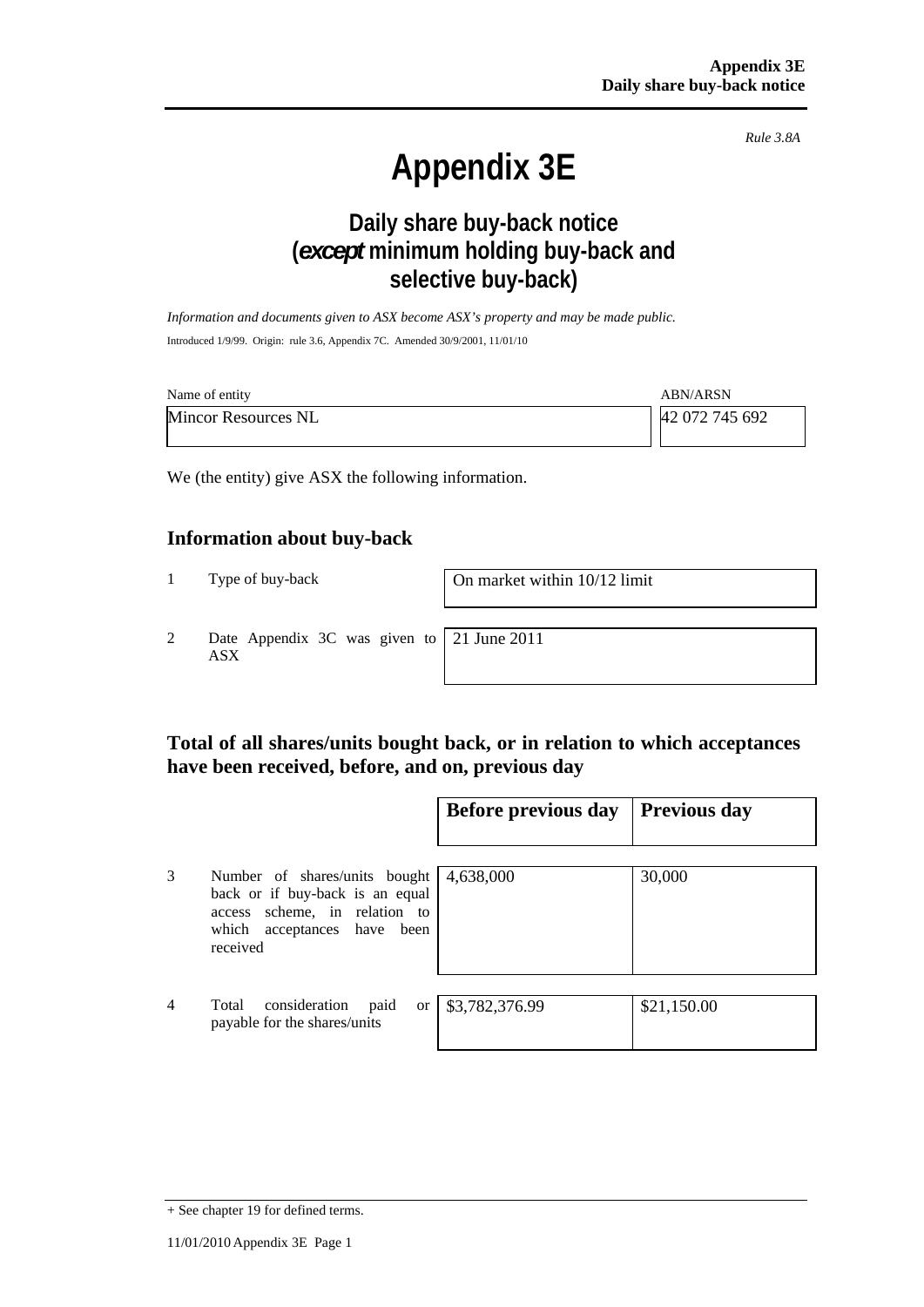*Rule 3.8A*

# Appendix 3E

## Daily share buy-back notice (*except* minimum holding buy-back and selective buy-back)

*Information and documents given to ASX become ASX's property and may be made public.*

Introduced 1/9/99. Origin: rule 3.6, Appendix 7C. Amended 30/9/2001, 11/01/10

| Name of entity | ABN/ARSN |
|---|---|
| Mincor Resources NL | 42 072 745 692 |

We (the entity) give ASX the following information.

### Information about buy-back

| | | |
|---|---|---|
| 1 | Type of buy-back | On market within 10/12 limit |
| 2 | Date Appendix 3C was given to ASX | 21 June 2011 |

### Total of all shares/units bought back, or in relation to which acceptances have been received, before, and on, previous day

| | | Before previous day | Previous day |
|---|---|---|---|
| 3 | Number of shares/units bought back or if buy-back is an equal access scheme, in relation to which acceptances have been received | 4,638,000 | 30,000 |
| 4 | Total consideration paid or payable for the shares/units | $3,782,376.99 | $21,150.00 |

+ See chapter 19 for defined terms.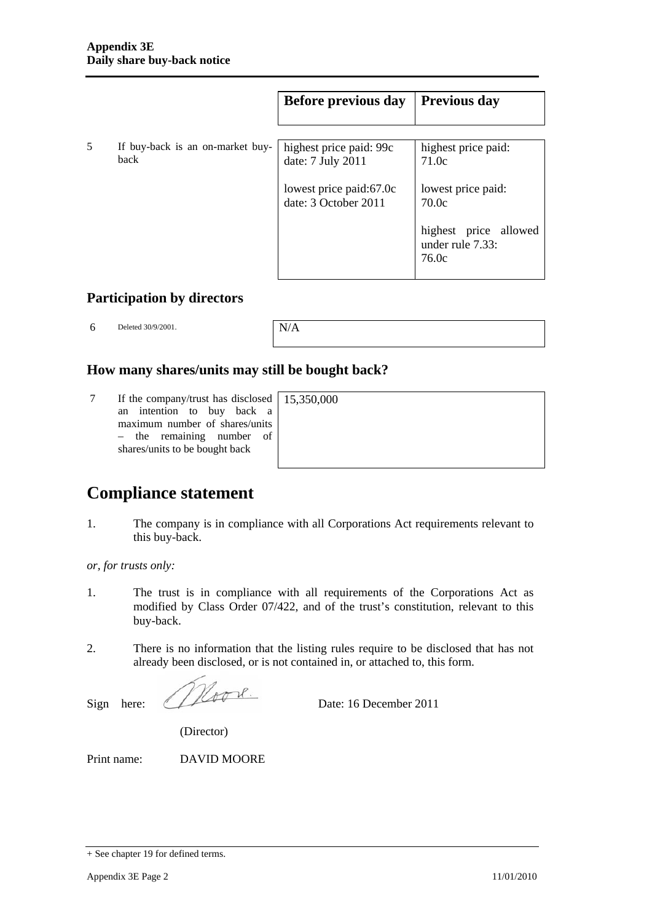|  |  | Before previous day | Previous day |
|---|---|---|---|
| 5 | If buy-back is an on-market buy-back | highest price paid: 99c<br>date: 7 July 2011<br><br>lowest price paid:67.0c<br>date: 3 October 2011 | highest price paid: 71.0c<br><br>lowest price paid: 70.0c<br><br>highest price allowed under rule 7.33: 76.0c |

## Participation by directors

| | | |
|---|---|---|
| 6 | Deleted 30/9/2001. | N/A |

## How many shares/units may still be bought back?

| | | |
|---|---|---|
| 7 | If the company/trust has disclosed an intention to buy back a maximum number of shares/units – the remaining number of shares/units to be bought back | 15,350,000 |

# Compliance statement

1. The company is in compliance with all Corporations Act requirements relevant to this buy-back.

*or, for trusts only:*

1. The trust is in compliance with all requirements of the Corporations Act as modified by Class Order 07/422, and of the trust's constitution, relevant to this buy-back.

2. There is no information that the listing rules require to be disclosed that has not already been disclosed, or is not contained in, or attached to, this form.

Sign here: Moore. Date: 16 December 2011

(Director)

Print name: DAVID MOORE

+ See chapter 19 for defined terms.